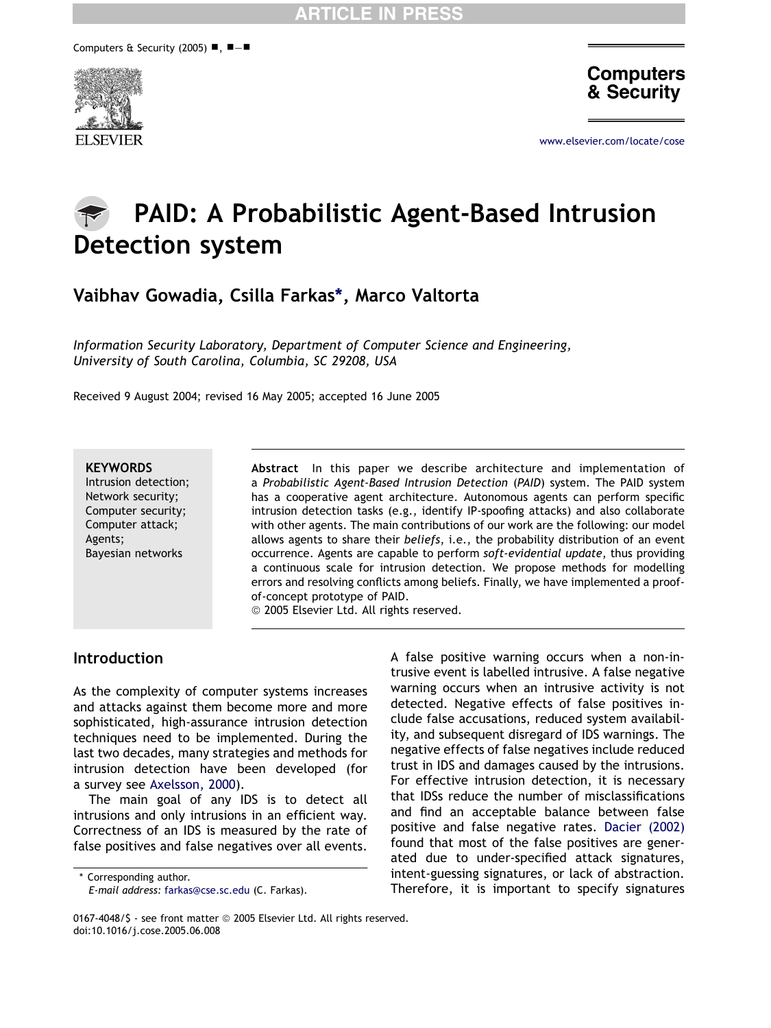# PAID: A Probabilistic Agent-Based Intrusion Detection system

**Vaibhav Gowadia, Csilla Farkas*, Marco Valtorta**

*Information Security Laboratory, Department of Computer Science and Engineering, University of South Carolina, Columbia, SC 29208, USA*

Received 9 August 2004; revised 16 May 2005; accepted 16 June 2005

**KEYWORDS**
Intrusion detection;
Network security;
Computer security;
Computer attack;
Agents;
Bayesian networks

**Abstract** In this paper we describe architecture and implementation of a *Probabilistic Agent-Based Intrusion Detection* (*PAID*) system. The PAID system has a cooperative agent architecture. Autonomous agents can perform specific intrusion detection tasks (e.g., identify IP-spoofing attacks) and also collaborate with other agents. The main contributions of our work are the following: our model allows agents to share their *beliefs*, i.e., the probability distribution of an event occurrence. Agents are capable to perform *soft-evidential update*, thus providing a continuous scale for intrusion detection. We propose methods for modelling errors and resolving conflicts among beliefs. Finally, we have implemented a proof-of-concept prototype of PAID.
© 2005 Elsevier Ltd. All rights reserved.

## Introduction

As the complexity of computer systems increases and attacks against them become more and more sophisticated, high-assurance intrusion detection techniques need to be implemented. During the last two decades, many strategies and methods for intrusion detection have been developed (for a survey see Axelsson, 2000).

The main goal of any IDS is to detect all intrusions and only intrusions in an efficient way. Correctness of an IDS is measured by the rate of false positives and false negatives over all events. A false positive warning occurs when a non-intrusive event is labelled intrusive. A false negative warning occurs when an intrusive activity is not detected. Negative effects of false positives include false accusations, reduced system availability, and subsequent disregard of IDS warnings. The negative effects of false negatives include reduced trust in IDS and damages caused by the intrusions. For effective intrusion detection, it is necessary that IDSs reduce the number of misclassifications and find an acceptable balance between false positive and false negative rates. Dacier (2002) found that most of the false positives are generated due to under-specified attack signatures, intent-guessing signatures, or lack of abstraction. Therefore, it is important to specify signatures

* Corresponding author.
*E-mail address:* farkas@cse.sc.edu (C. Farkas).

0167-4048/$ - see front matter © 2005 Elsevier Ltd. All rights reserved.
doi:10.1016/j.cose.2005.06.008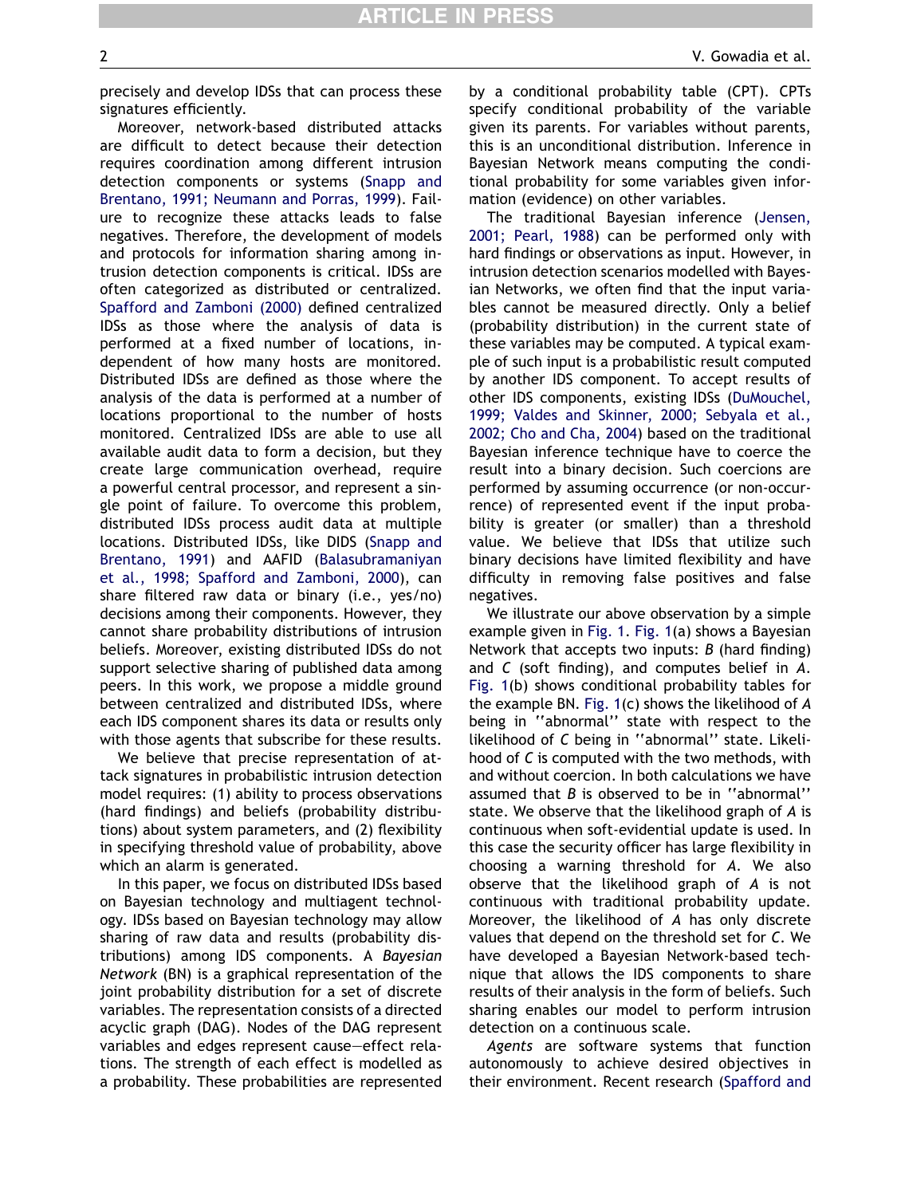precisely and develop IDSs that can process these signatures efficiently.

Moreover, network-based distributed attacks are difficult to detect because their detection requires coordination among different intrusion detection components or systems (Snapp and Brentano, 1991; Neumann and Porras, 1999). Failure to recognize these attacks leads to false negatives. Therefore, the development of models and protocols for information sharing among intrusion detection components is critical. IDSs are often categorized as distributed or centralized. Spafford and Zamboni (2000) defined centralized IDSs as those where the analysis of data is performed at a fixed number of locations, independent of how many hosts are monitored. Distributed IDSs are defined as those where the analysis of the data is performed at a number of locations proportional to the number of hosts monitored. Centralized IDSs are able to use all available audit data to form a decision, but they create large communication overhead, require a powerful central processor, and represent a single point of failure. To overcome this problem, distributed IDSs process audit data at multiple locations. Distributed IDSs, like DIDS (Snapp and Brentano, 1991) and AAFID (Balasubramaniyan et al., 1998; Spafford and Zamboni, 2000), can share filtered raw data or binary (i.e., yes/no) decisions among their components. However, they cannot share probability distributions of intrusion beliefs. Moreover, existing distributed IDSs do not support selective sharing of published data among peers. In this work, we propose a middle ground between centralized and distributed IDSs, where each IDS component shares its data or results only with those agents that subscribe for these results.

We believe that precise representation of attack signatures in probabilistic intrusion detection model requires: (1) ability to process observations (hard findings) and beliefs (probability distributions) about system parameters, and (2) flexibility in specifying threshold value of probability, above which an alarm is generated.

In this paper, we focus on distributed IDSs based on Bayesian technology and multiagent technology. IDSs based on Bayesian technology may allow sharing of raw data and results (probability distributions) among IDS components. A *Bayesian Network* (BN) is a graphical representation of the joint probability distribution for a set of discrete variables. The representation consists of a directed acyclic graph (DAG). Nodes of the DAG represent variables and edges represent cause—effect relations. The strength of each effect is modelled as a probability. These probabilities are represented by a conditional probability table (CPT). CPTs specify conditional probability of the variable given its parents. For variables without parents, this is an unconditional distribution. Inference in Bayesian Network means computing the conditional probability for some variables given information (evidence) on other variables.

The traditional Bayesian inference (Jensen, 2001; Pearl, 1988) can be performed only with hard findings or observations as input. However, in intrusion detection scenarios modelled with Bayesian Networks, we often find that the input variables cannot be measured directly. Only a belief (probability distribution) in the current state of these variables may be computed. A typical example of such input is a probabilistic result computed by another IDS component. To accept results of other IDS components, existing IDSs (DuMouchel, 1999; Valdes and Skinner, 2000; Sebyala et al., 2002; Cho and Cha, 2004) based on the traditional Bayesian inference technique have to coerce the result into a binary decision. Such coercions are performed by assuming occurrence (or non-occurrence) of represented event if the input probability is greater (or smaller) than a threshold value. We believe that IDSs that utilize such binary decisions have limited flexibility and have difficulty in removing false positives and false negatives.

We illustrate our above observation by a simple example given in Fig. 1. Fig. 1(a) shows a Bayesian Network that accepts two inputs: *B* (hard finding) and *C* (soft finding), and computes belief in *A*. Fig. 1(b) shows conditional probability tables for the example BN. Fig. 1(c) shows the likelihood of *A* being in ''abnormal'' state with respect to the likelihood of *C* being in ''abnormal'' state. Likelihood of *C* is computed with the two methods, with and without coercion. In both calculations we have assumed that *B* is observed to be in ''abnormal'' state. We observe that the likelihood graph of *A* is continuous when soft-evidential update is used. In this case the security officer has large flexibility in choosing a warning threshold for *A*. We also observe that the likelihood graph of *A* is not continuous with traditional probability update. Moreover, the likelihood of *A* has only discrete values that depend on the threshold set for *C*. We have developed a Bayesian Network-based technique that allows the IDS components to share results of their analysis in the form of beliefs. Such sharing enables our model to perform intrusion detection on a continuous scale.

*Agents* are software systems that function autonomously to achieve desired objectives in their environment. Recent research (Spafford and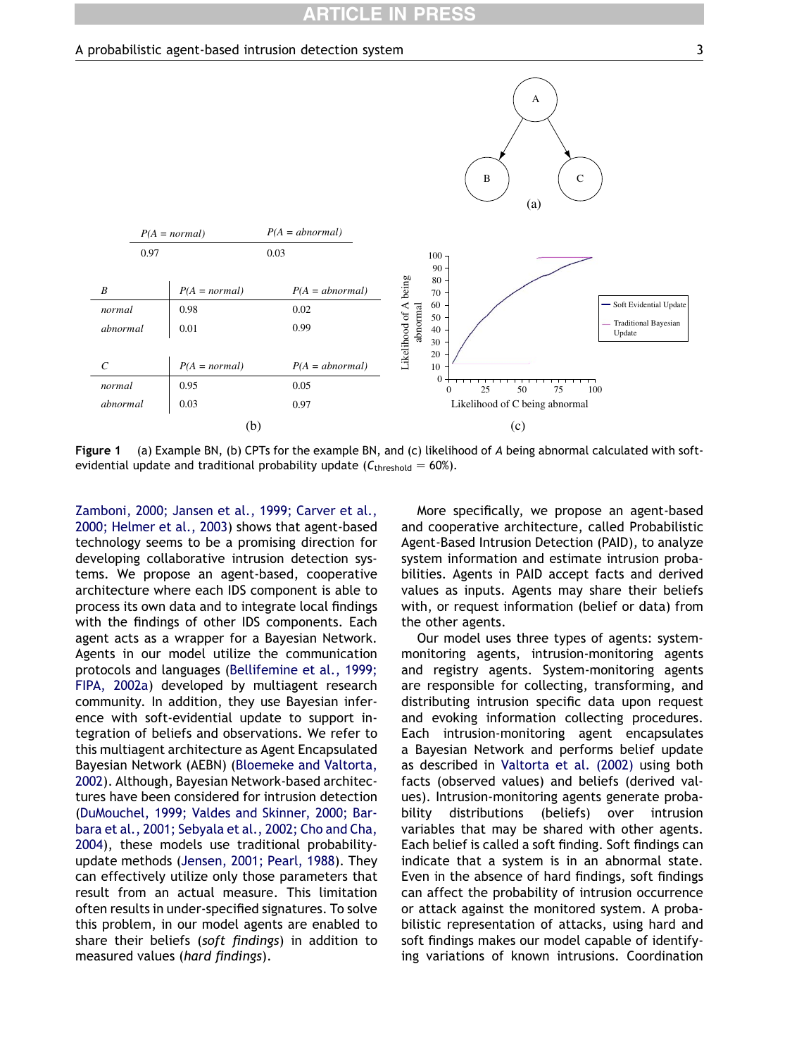| P(A = normal) | P(A = abnormal) |
| --- | --- |
| 0.97 | 0.03 |

| B | P(A = normal) | P(A = abnormal) |
| --- | --- | --- |
| normal | 0.98 | 0.02 |
| abnormal | 0.01 | 0.99 |

| C | P(A = normal) | P(A = abnormal) |
| --- | --- | --- |
| normal | 0.95 | 0.05 |
| abnormal | 0.03 | 0.97 |

**Figure 1** (a) Example BN, (b) CPTs for the example BN, and (c) likelihood of *A* being abnormal calculated with soft-evidential update and traditional probability update ($C_{\text{threshold}} = 60\%$).

Zamboni, 2000; Jansen et al., 1999; Carver et al., 2000; Helmer et al., 2003) shows that agent-based technology seems to be a promising direction for developing collaborative intrusion detection systems. We propose an agent-based, cooperative architecture where each IDS component is able to process its own data and to integrate local findings with the findings of other IDS components. Each agent acts as a wrapper for a Bayesian Network. Agents in our model utilize the communication protocols and languages (Bellifemine et al., 1999; FIPA, 2002a) developed by multiagent research community. In addition, they use Bayesian inference with soft-evidential update to support integration of beliefs and observations. We refer to this multiagent architecture as Agent Encapsulated Bayesian Network (AEBN) (Bloemeke and Valtorta, 2002). Although, Bayesian Network-based architectures have been considered for intrusion detection (DuMouchel, 1999; Valdes and Skinner, 2000; Barbara et al., 2001; Sebyala et al., 2002; Cho and Cha, 2004), these models use traditional probability-update methods (Jensen, 2001; Pearl, 1988). They can effectively utilize only those parameters that result from an actual measure. This limitation often results in under-specified signatures. To solve this problem, in our model agents are enabled to share their beliefs (*soft findings*) in addition to measured values (*hard findings*).

More specifically, we propose an agent-based and cooperative architecture, called Probabilistic Agent-Based Intrusion Detection (PAID), to analyze system information and estimate intrusion probabilities. Agents in PAID accept facts and derived values as inputs. Agents may share their beliefs with, or request information (belief or data) from the other agents.

Our model uses three types of agents: system-monitoring agents, intrusion-monitoring agents and registry agents. System-monitoring agents are responsible for collecting, transforming, and distributing intrusion specific data upon request and evoking information collecting procedures. Each intrusion-monitoring agent encapsulates a Bayesian Network and performs belief update as described in Valtorta et al. (2002) using both facts (observed values) and beliefs (derived values). Intrusion-monitoring agents generate probability distributions (beliefs) over intrusion variables that may be shared with other agents. Each belief is called a soft finding. Soft findings can indicate that a system is in an abnormal state. Even in the absence of hard findings, soft findings can affect the probability of intrusion occurrence or attack against the monitored system. A probabilistic representation of attacks, using hard and soft findings makes our model capable of identifying variations of known intrusions. Coordination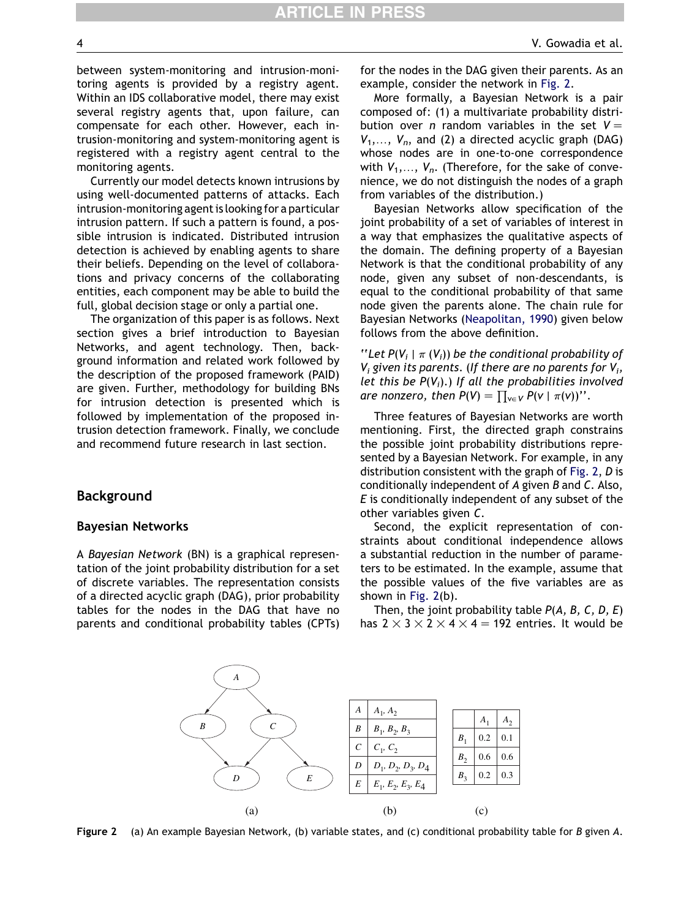between system-monitoring and intrusion-monitoring agents is provided by a registry agent. Within an IDS collaborative model, there may exist several registry agents that, upon failure, can compensate for each other. However, each intrusion-monitoring and system-monitoring agent is registered with a registry agent central to the monitoring agents.

Currently our model detects known intrusions by using well-documented patterns of attacks. Each intrusion-monitoring agent is looking for a particular intrusion pattern. If such a pattern is found, a possible intrusion is indicated. Distributed intrusion detection is achieved by enabling agents to share their beliefs. Depending on the level of collaborations and privacy concerns of the collaborating entities, each component may be able to build the full, global decision stage or only a partial one.

The organization of this paper is as follows. Next section gives a brief introduction to Bayesian Networks, and agent technology. Then, background information and related work followed by the description of the proposed framework (PAID) are given. Further, methodology for building BNs for intrusion detection is presented which is followed by implementation of the proposed intrusion detection framework. Finally, we conclude and recommend future research in last section.

## Background

### Bayesian Networks

A *Bayesian Network* (BN) is a graphical representation of the joint probability distribution for a set of discrete variables. The representation consists of a directed acyclic graph (DAG), prior probability tables for the nodes in the DAG that have no parents and conditional probability tables (CPTs) for the nodes in the DAG given their parents. As an example, consider the network in Fig. 2.

More formally, a Bayesian Network is a pair composed of: (1) a multivariate probability distribution over $n$ random variables in the set $V = V_1,\ldots, V_n$, and (2) a directed acyclic graph (DAG) whose nodes are in one-to-one correspondence with $V_1,\ldots, V_n$. (Therefore, for the sake of convenience, we do not distinguish the nodes of a graph from variables of the distribution.)

Bayesian Networks allow specification of the joint probability of a set of variables of interest in a way that emphasizes the qualitative aspects of the domain. The defining property of a Bayesian Network is that the conditional probability of any node, given any subset of non-descendants, is equal to the conditional probability of that same node given the parents alone. The chain rule for Bayesian Networks (Neapolitan, 1990) given below follows from the above definition.

*''Let $P(V_i \mid \pi(V_i))$ be the conditional probability of $V_i$ given its parents. (If there are no parents for $V_i$, let this be $P(V_i)$.) If all the probabilities involved are nonzero, then $P(V) = \prod_{v \in V} P(v \mid \pi(v))$''.*

Three features of Bayesian Networks are worth mentioning. First, the directed graph constrains the possible joint probability distributions represented by a Bayesian Network. For example, in any distribution consistent with the graph of Fig. 2, $D$ is conditionally independent of $A$ given $B$ and $C$. Also, $E$ is conditionally independent of any subset of the other variables given $C$.

Second, the explicit representation of constraints about conditional independence allows a substantial reduction in the number of parameters to be estimated. In the example, assume that the possible values of the five variables are as shown in Fig. 2(b).

Then, the joint probability table $P(A, B, C, D, E)$ has $2 \times 3 \times 2 \times 4 \times 4 = 192$ entries. It would be

(a)

| | |
|---|---|
| $A$ | $A_1, A_2$ |
| $B$ | $B_1, B_2, B_3$ |
| $C$ | $C_1, C_2$ |
| $D$ | $D_1, D_2, D_3, D_4$ |
| $E$ | $E_1, E_2, E_3, E_4$ |

(b)

| | $A_1$ | $A_2$ |
|---|---|---|
| $B_1$ | 0.2 | 0.1 |
| $B_2$ | 0.6 | 0.6 |
| $B_3$ | 0.2 | 0.3 |

(c)

**Figure 2** (a) An example Bayesian Network, (b) variable states, and (c) conditional probability table for $B$ given $A$.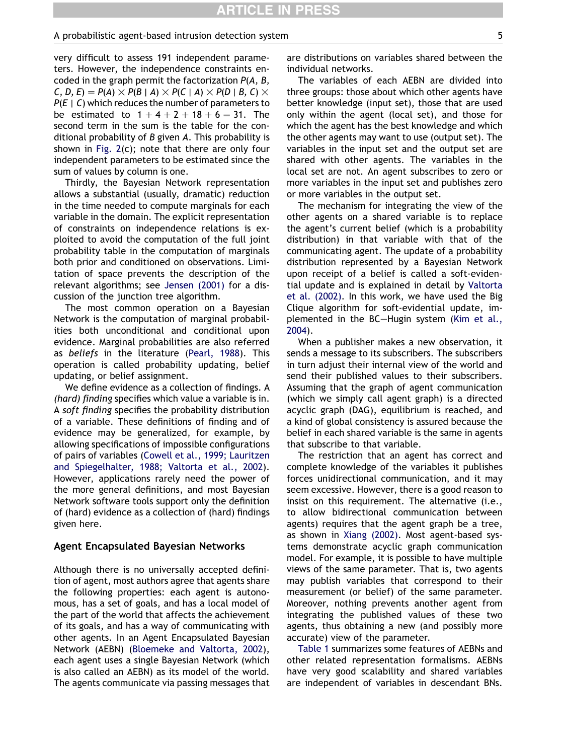very difficult to assess 191 independent parameters. However, the independence constraints encoded in the graph permit the factorization $P(A, B, C, D, E) = P(A) \times P(B \mid A) \times P(C \mid A) \times P(D \mid B, C) \times P(E \mid C)$ which reduces the number of parameters to be estimated to $1 + 4 + 2 + 18 + 6 = 31$. The second term in the sum is the table for the conditional probability of $B$ given $A$. This probability is shown in Fig. 2(c); note that there are only four independent parameters to be estimated since the sum of values by column is one.

Thirdly, the Bayesian Network representation allows a substantial (usually, dramatic) reduction in the time needed to compute marginals for each variable in the domain. The explicit representation of constraints on independence relations is exploited to avoid the computation of the full joint probability table in the computation of marginals both prior and conditioned on observations. Limitation of space prevents the description of the relevant algorithms; see Jensen (2001) for a discussion of the junction tree algorithm.

The most common operation on a Bayesian Network is the computation of marginal probabilities both unconditional and conditional upon evidence. Marginal probabilities are also referred as *beliefs* in the literature (Pearl, 1988). This operation is called probability updating, belief updating, or belief assignment.

We define evidence as a collection of findings. A *(hard) finding* specifies which value a variable is in. A *soft finding* specifies the probability distribution of a variable. These definitions of finding and of evidence may be generalized, for example, by allowing specifications of impossible configurations of pairs of variables (Cowell et al., 1999; Lauritzen and Spiegelhalter, 1988; Valtorta et al., 2002). However, applications rarely need the power of the more general definitions, and most Bayesian Network software tools support only the definition of (hard) evidence as a collection of (hard) findings given here.

## Agent Encapsulated Bayesian Networks

Although there is no universally accepted definition of agent, most authors agree that agents share the following properties: each agent is autonomous, has a set of goals, and has a local model of the part of the world that affects the achievement of its goals, and has a way of communicating with other agents. In an Agent Encapsulated Bayesian Network (AEBN) (Bloemeke and Valtorta, 2002), each agent uses a single Bayesian Network (which is also called an AEBN) as its model of the world. The agents communicate via passing messages that are distributions on variables shared between the individual networks.

The variables of each AEBN are divided into three groups: those about which other agents have better knowledge (input set), those that are used only within the agent (local set), and those for which the agent has the best knowledge and which the other agents may want to use (output set). The variables in the input set and the output set are shared with other agents. The variables in the local set are not. An agent subscribes to zero or more variables in the input set and publishes zero or more variables in the output set.

The mechanism for integrating the view of the other agents on a shared variable is to replace the agent's current belief (which is a probability distribution) in that variable with that of the communicating agent. The update of a probability distribution represented by a Bayesian Network upon receipt of a belief is called a soft-evidential update and is explained in detail by Valtorta et al. (2002). In this work, we have used the Big Clique algorithm for soft-evidential update, implemented in the BC–Hugin system (Kim et al., 2004).

When a publisher makes a new observation, it sends a message to its subscribers. The subscribers in turn adjust their internal view of the world and send their published values to their subscribers. Assuming that the graph of agent communication (which we simply call agent graph) is a directed acyclic graph (DAG), equilibrium is reached, and a kind of global consistency is assured because the belief in each shared variable is the same in agents that subscribe to that variable.

The restriction that an agent has correct and complete knowledge of the variables it publishes forces unidirectional communication, and it may seem excessive. However, there is a good reason to insist on this requirement. The alternative (i.e., to allow bidirectional communication between agents) requires that the agent graph be a tree, as shown in Xiang (2002). Most agent-based systems demonstrate acyclic graph communication model. For example, it is possible to have multiple views of the same parameter. That is, two agents may publish variables that correspond to their measurement (or belief) of the same parameter. Moreover, nothing prevents another agent from integrating the published values of these two agents, thus obtaining a new (and possibly more accurate) view of the parameter.

Table 1 summarizes some features of AEBNs and other related representation formalisms. AEBNs have very good scalability and shared variables are independent of variables in descendant BNs.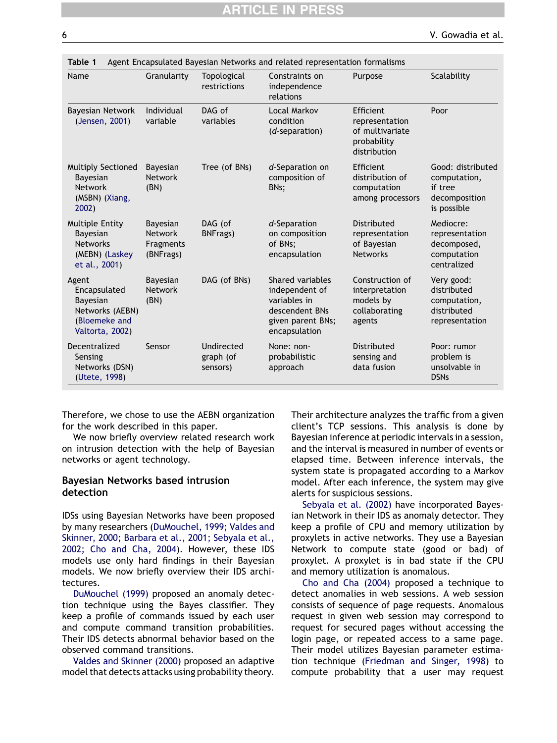Table 1 Agent Encapsulated Bayesian Networks and related representation formalisms

| Name | Granularity | Topological restrictions | Constraints on independence relations | Purpose | Scalability |
|---|---|---|---|---|---|
| Bayesian Network (Jensen, 2001) | Individual variable | DAG of variables | Local Markov condition (*d*-separation) | Efficient representation of multivariate probability distribution | Poor |
| Multiply Sectioned Bayesian Network (MSBN) (Xiang, 2002) | Bayesian Network (BN) | Tree (of BNs) | *d*-Separation on composition of BNs; | Efficient distribution of computation among processors | Good: distributed computation, if tree decomposition is possible |
| Multiple Entity Bayesian Networks (MEBN) (Laskey et al., 2001) | Bayesian Network Fragments (BNFrags) | DAG (of BNFrags) | *d*-Separation on composition of BNs; encapsulation | Distributed representation of Bayesian Networks | Mediocre: representation decomposed, computation centralized |
| Agent Encapsulated Bayesian Networks (AEBN) (Bloemeke and Valtorta, 2002) | Bayesian Network (BN) | DAG (of BNs) | Shared variables independent of variables in descendent BNs given parent BNs; encapsulation | Construction of interpretation models by collaborating agents | Very good: distributed computation, distributed representation |
| Decentralized Sensing Networks (DSN) (Utete, 1998) | Sensor | Undirected graph (of sensors) | None: non-probabilistic approach | Distributed sensing and data fusion | Poor: rumor problem is unsolvable in DSNs |

Therefore, we chose to use the AEBN organization for the work described in this paper.

We now briefly overview related research work on intrusion detection with the help of Bayesian networks or agent technology.

## Bayesian Networks based intrusion detection

IDSs using Bayesian Networks have been proposed by many researchers (DuMouchel, 1999; Valdes and Skinner, 2000; Barbara et al., 2001; Sebyala et al., 2002; Cho and Cha, 2004). However, these IDS models use only hard findings in their Bayesian models. We now briefly overview their IDS architectures.

DuMouchel (1999) proposed an anomaly detection technique using the Bayes classifier. They keep a profile of commands issued by each user and compute command transition probabilities. Their IDS detects abnormal behavior based on the observed command transitions.

Valdes and Skinner (2000) proposed an adaptive model that detects attacks using probability theory. Their architecture analyzes the traffic from a given client's TCP sessions. This analysis is done by Bayesian inference at periodic intervals in a session, and the interval is measured in number of events or elapsed time. Between inference intervals, the system state is propagated according to a Markov model. After each inference, the system may give alerts for suspicious sessions.

Sebyala et al. (2002) have incorporated Bayesian Network in their IDS as anomaly detector. They keep a profile of CPU and memory utilization by proxylets in active networks. They use a Bayesian Network to compute state (good or bad) of proxylet. A proxylet is in bad state if the CPU and memory utilization is anomalous.

Cho and Cha (2004) proposed a technique to detect anomalies in web sessions. A web session consists of sequence of page requests. Anomalous request in given web session may correspond to request for secured pages without accessing the login page, or repeated access to a same page. Their model utilizes Bayesian parameter estimation technique (Friedman and Singer, 1998) to compute probability that a user may request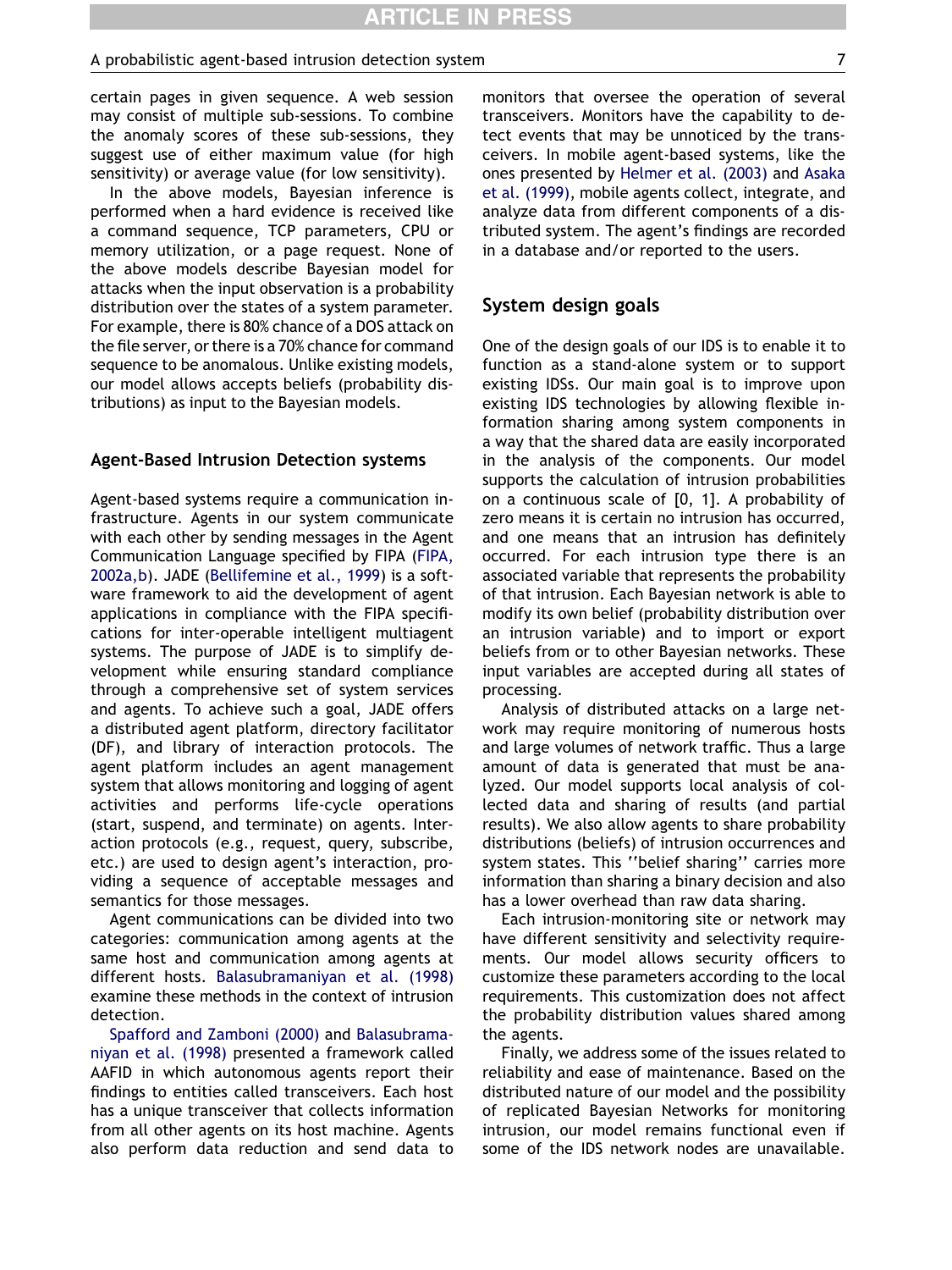certain pages in given sequence. A web session may consist of multiple sub-sessions. To combine the anomaly scores of these sub-sessions, they suggest use of either maximum value (for high sensitivity) or average value (for low sensitivity).

In the above models, Bayesian inference is performed when a hard evidence is received like a command sequence, TCP parameters, CPU or memory utilization, or a page request. None of the above models describe Bayesian model for attacks when the input observation is a probability distribution over the states of a system parameter. For example, there is 80% chance of a DOS attack on the file server, or there is a 70% chance for command sequence to be anomalous. Unlike existing models, our model allows accepts beliefs (probability distributions) as input to the Bayesian models.

### Agent-Based Intrusion Detection systems

Agent-based systems require a communication infrastructure. Agents in our system communicate with each other by sending messages in the Agent Communication Language specified by FIPA (FIPA, 2002a,b). JADE (Bellifemine et al., 1999) is a software framework to aid the development of agent applications in compliance with the FIPA specifications for inter-operable intelligent multiagent systems. The purpose of JADE is to simplify development while ensuring standard compliance through a comprehensive set of system services and agents. To achieve such a goal, JADE offers a distributed agent platform, directory facilitator (DF), and library of interaction protocols. The agent platform includes an agent management system that allows monitoring and logging of agent activities and performs life-cycle operations (start, suspend, and terminate) on agents. Interaction protocols (e.g., request, query, subscribe, etc.) are used to design agent's interaction, providing a sequence of acceptable messages and semantics for those messages.

Agent communications can be divided into two categories: communication among agents at the same host and communication among agents at different hosts. Balasubramaniyan et al. (1998) examine these methods in the context of intrusion detection.

Spafford and Zamboni (2000) and Balasubramaniyan et al. (1998) presented a framework called AAFID in which autonomous agents report their findings to entities called transceivers. Each host has a unique transceiver that collects information from all other agents on its host machine. Agents also perform data reduction and send data to monitors that oversee the operation of several transceivers. Monitors have the capability to detect events that may be unnoticed by the transceivers. In mobile agent-based systems, like the ones presented by Helmer et al. (2003) and Asaka et al. (1999), mobile agents collect, integrate, and analyze data from different components of a distributed system. The agent's findings are recorded in a database and/or reported to the users.

## System design goals

One of the design goals of our IDS is to enable it to function as a stand-alone system or to support existing IDSs. Our main goal is to improve upon existing IDS technologies by allowing flexible information sharing among system components in a way that the shared data are easily incorporated in the analysis of the components. Our model supports the calculation of intrusion probabilities on a continuous scale of [0, 1]. A probability of zero means it is certain no intrusion has occurred, and one means that an intrusion has definitely occurred. For each intrusion type there is an associated variable that represents the probability of that intrusion. Each Bayesian network is able to modify its own belief (probability distribution over an intrusion variable) and to import or export beliefs from or to other Bayesian networks. These input variables are accepted during all states of processing.

Analysis of distributed attacks on a large network may require monitoring of numerous hosts and large volumes of network traffic. Thus a large amount of data is generated that must be analyzed. Our model supports local analysis of collected data and sharing of results (and partial results). We also allow agents to share probability distributions (beliefs) of intrusion occurrences and system states. This ''belief sharing'' carries more information than sharing a binary decision and also has a lower overhead than raw data sharing.

Each intrusion-monitoring site or network may have different sensitivity and selectivity requirements. Our model allows security officers to customize these parameters according to the local requirements. This customization does not affect the probability distribution values shared among the agents.

Finally, we address some of the issues related to reliability and ease of maintenance. Based on the distributed nature of our model and the possibility of replicated Bayesian Networks for monitoring intrusion, our model remains functional even if some of the IDS network nodes are unavailable.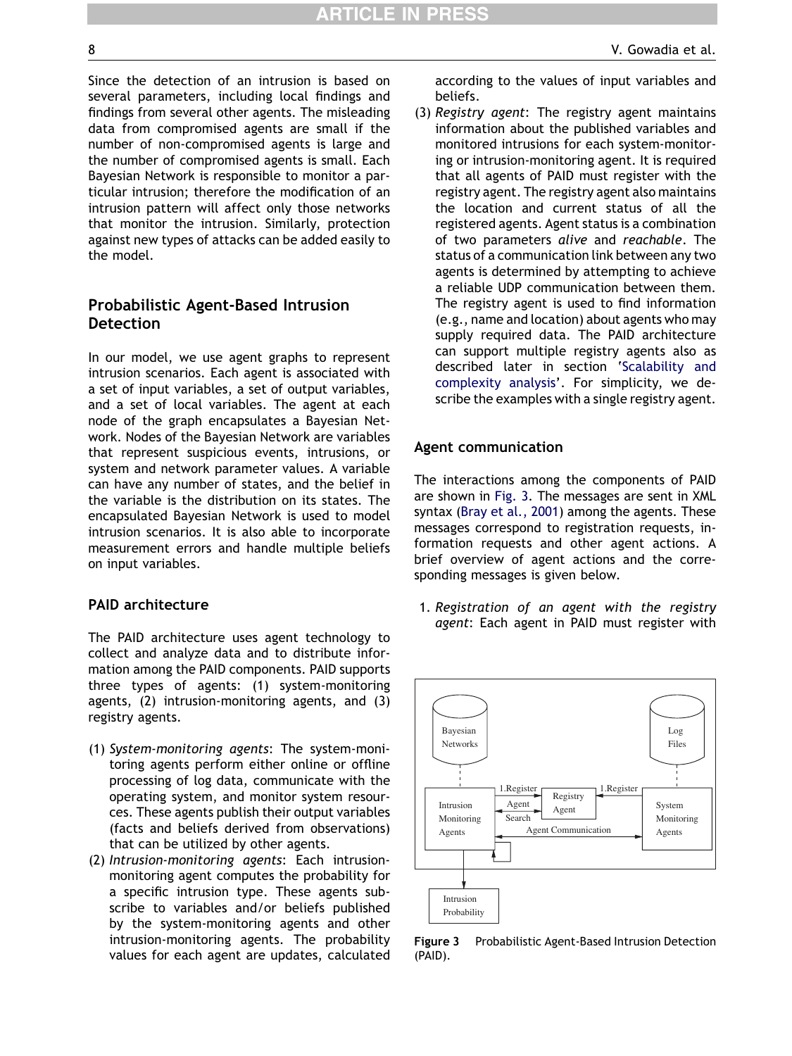Since the detection of an intrusion is based on several parameters, including local findings and findings from several other agents. The misleading data from compromised agents are small if the number of non-compromised agents is large and the number of compromised agents is small. Each Bayesian Network is responsible to monitor a particular intrusion; therefore the modification of an intrusion pattern will affect only those networks that monitor the intrusion. Similarly, protection against new types of attacks can be added easily to the model.

## Probabilistic Agent-Based Intrusion Detection

In our model, we use agent graphs to represent intrusion scenarios. Each agent is associated with a set of input variables, a set of output variables, and a set of local variables. The agent at each node of the graph encapsulates a Bayesian Network. Nodes of the Bayesian Network are variables that represent suspicious events, intrusions, or system and network parameter values. A variable can have any number of states, and the belief in the variable is the distribution on its states. The encapsulated Bayesian Network is used to model intrusion scenarios. It is also able to incorporate measurement errors and handle multiple beliefs on input variables.

### PAID architecture

The PAID architecture uses agent technology to collect and analyze data and to distribute information among the PAID components. PAID supports three types of agents: (1) system-monitoring agents, (2) intrusion-monitoring agents, and (3) registry agents.

(1) *System-monitoring agents*: The system-monitoring agents perform either online or offline processing of log data, communicate with the operating system, and monitor system resources. These agents publish their output variables (facts and beliefs derived from observations) that can be utilized by other agents.

(2) *Intrusion-monitoring agents*: Each intrusion-monitoring agent computes the probability for a specific intrusion type. These agents subscribe to variables and/or beliefs published by the system-monitoring agents and other intrusion-monitoring agents. The probability values for each agent are updates, calculated according to the values of input variables and beliefs.

(3) *Registry agent*: The registry agent maintains information about the published variables and monitored intrusions for each system-monitoring or intrusion-monitoring agent. It is required that all agents of PAID must register with the registry agent. The registry agent also maintains the location and current status of all the registered agents. Agent status is a combination of two parameters *alive* and *reachable*. The status of a communication link between any two agents is determined by attempting to achieve a reliable UDP communication between them. The registry agent is used to find information (e.g., name and location) about agents who may supply required data. The PAID architecture can support multiple registry agents also as described later in section 'Scalability and complexity analysis'. For simplicity, we describe the examples with a single registry agent.

### Agent communication

The interactions among the components of PAID are shown in Fig. 3. The messages are sent in XML syntax (Bray et al., 2001) among the agents. These messages correspond to registration requests, information requests and other agent actions. A brief overview of agent actions and the corresponding messages is given below.

1. *Registration of an agent with the registry agent*: Each agent in PAID must register with

Figure 3 Probabilistic Agent-Based Intrusion Detection (PAID).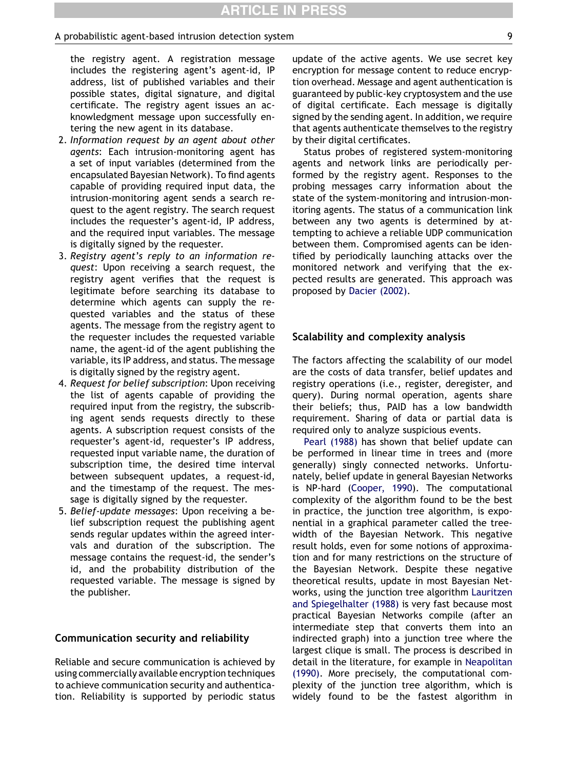the registry agent. A registration message includes the registering agent's agent-id, IP address, list of published variables and their possible states, digital signature, and digital certificate. The registry agent issues an acknowledgment message upon successfully entering the new agent in its database.

2. *Information request by an agent about other agents*: Each intrusion-monitoring agent has a set of input variables (determined from the encapsulated Bayesian Network). To find agents capable of providing required input data, the intrusion-monitoring agent sends a search request to the agent registry. The search request includes the requester's agent-id, IP address, and the required input variables. The message is digitally signed by the requester.
3. *Registry agent's reply to an information request*: Upon receiving a search request, the registry agent verifies that the request is legitimate before searching its database to determine which agents can supply the requested variables and the status of these agents. The message from the registry agent to the requester includes the requested variable name, the agent-id of the agent publishing the variable, its IP address, and status. The message is digitally signed by the registry agent.
4. *Request for belief subscription*: Upon receiving the list of agents capable of providing the required input from the registry, the subscribing agent sends requests directly to these agents. A subscription request consists of the requester's agent-id, requester's IP address, requested input variable name, the duration of subscription time, the desired time interval between subsequent updates, a request-id, and the timestamp of the request. The message is digitally signed by the requester.
5. *Belief-update messages*: Upon receiving a belief subscription request the publishing agent sends regular updates within the agreed intervals and duration of the subscription. The message contains the request-id, the sender's id, and the probability distribution of the requested variable. The message is signed by the publisher.

## Communication security and reliability

Reliable and secure communication is achieved by using commercially available encryption techniques to achieve communication security and authentication. Reliability is supported by periodic status update of the active agents. We use secret key encryption for message content to reduce encryption overhead. Message and agent authentication is guaranteed by public-key cryptosystem and the use of digital certificate. Each message is digitally signed by the sending agent. In addition, we require that agents authenticate themselves to the registry by their digital certificates.

Status probes of registered system-monitoring agents and network links are periodically performed by the registry agent. Responses to the probing messages carry information about the state of the system-monitoring and intrusion-monitoring agents. The status of a communication link between any two agents is determined by attempting to achieve a reliable UDP communication between them. Compromised agents can be identified by periodically launching attacks over the monitored network and verifying that the expected results are generated. This approach was proposed by Dacier (2002).

## Scalability and complexity analysis

The factors affecting the scalability of our model are the costs of data transfer, belief updates and registry operations (i.e., register, deregister, and query). During normal operation, agents share their beliefs; thus, PAID has a low bandwidth requirement. Sharing of data or partial data is required only to analyze suspicious events.

Pearl (1988) has shown that belief update can be performed in linear time in trees and (more generally) singly connected networks. Unfortunately, belief update in general Bayesian Networks is NP-hard (Cooper, 1990). The computational complexity of the algorithm found to be the best in practice, the junction tree algorithm, is exponential in a graphical parameter called the treewidth of the Bayesian Network. This negative result holds, even for some notions of approximation and for many restrictions on the structure of the Bayesian Network. Despite these negative theoretical results, update in most Bayesian Networks, using the junction tree algorithm Lauritzen and Spiegelhalter (1988) is very fast because most practical Bayesian Networks compile (after an intermediate step that converts them into an indirected graph) into a junction tree where the largest clique is small. The process is described in detail in the literature, for example in Neapolitan (1990). More precisely, the computational complexity of the junction tree algorithm, which is widely found to be the fastest algorithm in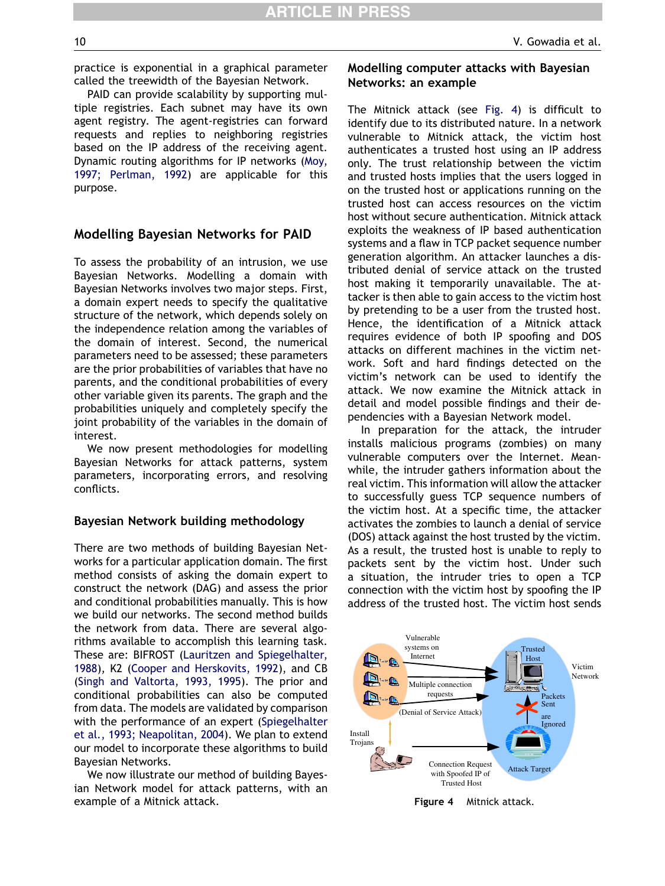practice is exponential in a graphical parameter called the treewidth of the Bayesian Network.

PAID can provide scalability by supporting multiple registries. Each subnet may have its own agent registry. The agent-registries can forward requests and replies to neighboring registries based on the IP address of the receiving agent. Dynamic routing algorithms for IP networks (Moy, 1997; Perlman, 1992) are applicable for this purpose.

## Modelling Bayesian Networks for PAID

To assess the probability of an intrusion, we use Bayesian Networks. Modelling a domain with Bayesian Networks involves two major steps. First, a domain expert needs to specify the qualitative structure of the network, which depends solely on the independence relation among the variables of the domain of interest. Second, the numerical parameters need to be assessed; these parameters are the prior probabilities of variables that have no parents, and the conditional probabilities of every other variable given its parents. The graph and the probabilities uniquely and completely specify the joint probability of the variables in the domain of interest.

We now present methodologies for modelling Bayesian Networks for attack patterns, system parameters, incorporating errors, and resolving conflicts.

### Bayesian Network building methodology

There are two methods of building Bayesian Networks for a particular application domain. The first method consists of asking the domain expert to construct the network (DAG) and assess the prior and conditional probabilities manually. This is how we build our networks. The second method builds the network from data. There are several algorithms available to accomplish this learning task. These are: BIFROST (Lauritzen and Spiegelhalter, 1988), K2 (Cooper and Herskovits, 1992), and CB (Singh and Valtorta, 1993, 1995). The prior and conditional probabilities can also be computed from data. The models are validated by comparison with the performance of an expert (Spiegelhalter et al., 1993; Neapolitan, 2004). We plan to extend our model to incorporate these algorithms to build Bayesian Networks.

We now illustrate our method of building Bayesian Network model for attack patterns, with an example of a Mitnick attack.

## Modelling computer attacks with Bayesian Networks: an example

The Mitnick attack (see Fig. 4) is difficult to identify due to its distributed nature. In a network vulnerable to Mitnick attack, the victim host authenticates a trusted host using an IP address only. The trust relationship between the victim and trusted hosts implies that the users logged in on the trusted host or applications running on the trusted host can access resources on the victim host without secure authentication. Mitnick attack exploits the weakness of IP based authentication systems and a flaw in TCP packet sequence number generation algorithm. An attacker launches a distributed denial of service attack on the trusted host making it temporarily unavailable. The attacker is then able to gain access to the victim host by pretending to be a user from the trusted host. Hence, the identification of a Mitnick attack requires evidence of both IP spoofing and DOS attacks on different machines in the victim network. Soft and hard findings detected on the victim's network can be used to identify the attack. We now examine the Mitnick attack in detail and model possible findings and their dependencies with a Bayesian Network model.

In preparation for the attack, the intruder installs malicious programs (zombies) on many vulnerable computers over the Internet. Meanwhile, the intruder gathers information about the real victim. This information will allow the attacker to successfully guess TCP sequence numbers of the victim host. At a specific time, the attacker activates the zombies to launch a denial of service (DOS) attack against the host trusted by the victim. As a result, the trusted host is unable to reply to packets sent by the victim host. Under such a situation, the intruder tries to open a TCP connection with the victim host by spoofing the IP address of the trusted host. The victim host sends

Vulnerable systems on Internet
Trusted Host
Victim Network
Multiple connection requests
(Denial of Service Attack)
Packets Sent are Ignored
Install Trojans
Connection Request with Spoofed IP of Trusted Host
Attack Target

**Figure 4** Mitnick attack.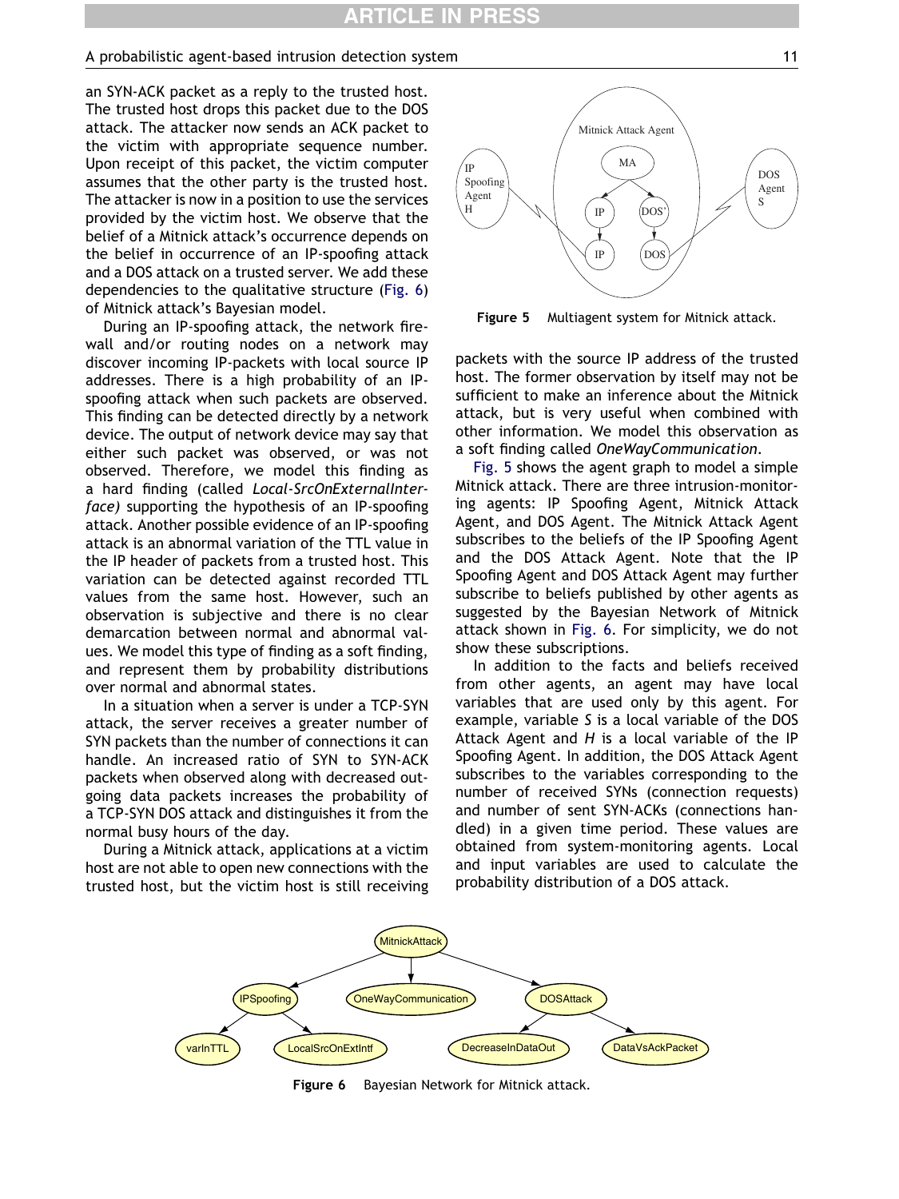an SYN-ACK packet as a reply to the trusted host. The trusted host drops this packet due to the DOS attack. The attacker now sends an ACK packet to the victim with appropriate sequence number. Upon receipt of this packet, the victim computer assumes that the other party is the trusted host. The attacker is now in a position to use the services provided by the victim host. We observe that the belief of a Mitnick attack's occurrence depends on the belief in occurrence of an IP-spoofing attack and a DOS attack on a trusted server. We add these dependencies to the qualitative structure (Fig. 6) of Mitnick attack's Bayesian model.

During an IP-spoofing attack, the network firewall and/or routing nodes on a network may discover incoming IP-packets with local source IP addresses. There is a high probability of an IP-spoofing attack when such packets are observed. This finding can be detected directly by a network device. The output of network device may say that either such packet was observed, or was not observed. Therefore, we model this finding as a hard finding (called *Local-SrcOnExternalInterface)* supporting the hypothesis of an IP-spoofing attack. Another possible evidence of an IP-spoofing attack is an abnormal variation of the TTL value in the IP header of packets from a trusted host. This variation can be detected against recorded TTL values from the same host. However, such an observation is subjective and there is no clear demarcation between normal and abnormal values. We model this type of finding as a soft finding, and represent them by probability distributions over normal and abnormal states.

In a situation when a server is under a TCP-SYN attack, the server receives a greater number of SYN packets than the number of connections it can handle. An increased ratio of SYN to SYN-ACK packets when observed along with decreased outgoing data packets increases the probability of a TCP-SYN DOS attack and distinguishes it from the normal busy hours of the day.

During a Mitnick attack, applications at a victim host are not able to open new connections with the trusted host, but the victim host is still receiving packets with the source IP address of the trusted host. The former observation by itself may not be sufficient to make an inference about the Mitnick attack, but is very useful when combined with other information. We model this observation as a soft finding called *OneWayCommunication*.

**Figure 5** Multiagent system for Mitnick attack.

Fig. 5 shows the agent graph to model a simple Mitnick attack. There are three intrusion-monitoring agents: IP Spoofing Agent, Mitnick Attack Agent, and DOS Agent. The Mitnick Attack Agent subscribes to the beliefs of the IP Spoofing Agent and the DOS Attack Agent. Note that the IP Spoofing Agent and DOS Attack Agent may further subscribe to beliefs published by other agents as suggested by the Bayesian Network of Mitnick attack shown in Fig. 6. For simplicity, we do not show these subscriptions.

In addition to the facts and beliefs received from other agents, an agent may have local variables that are used only by this agent. For example, variable $S$ is a local variable of the DOS Attack Agent and $H$ is a local variable of the IP Spoofing Agent. In addition, the DOS Attack Agent subscribes to the variables corresponding to the number of received SYNs (connection requests) and number of sent SYN-ACKs (connections handled) in a given time period. These values are obtained from system-monitoring agents. Local and input variables are used to calculate the probability distribution of a DOS attack.

**Figure 6** Bayesian Network for Mitnick attack.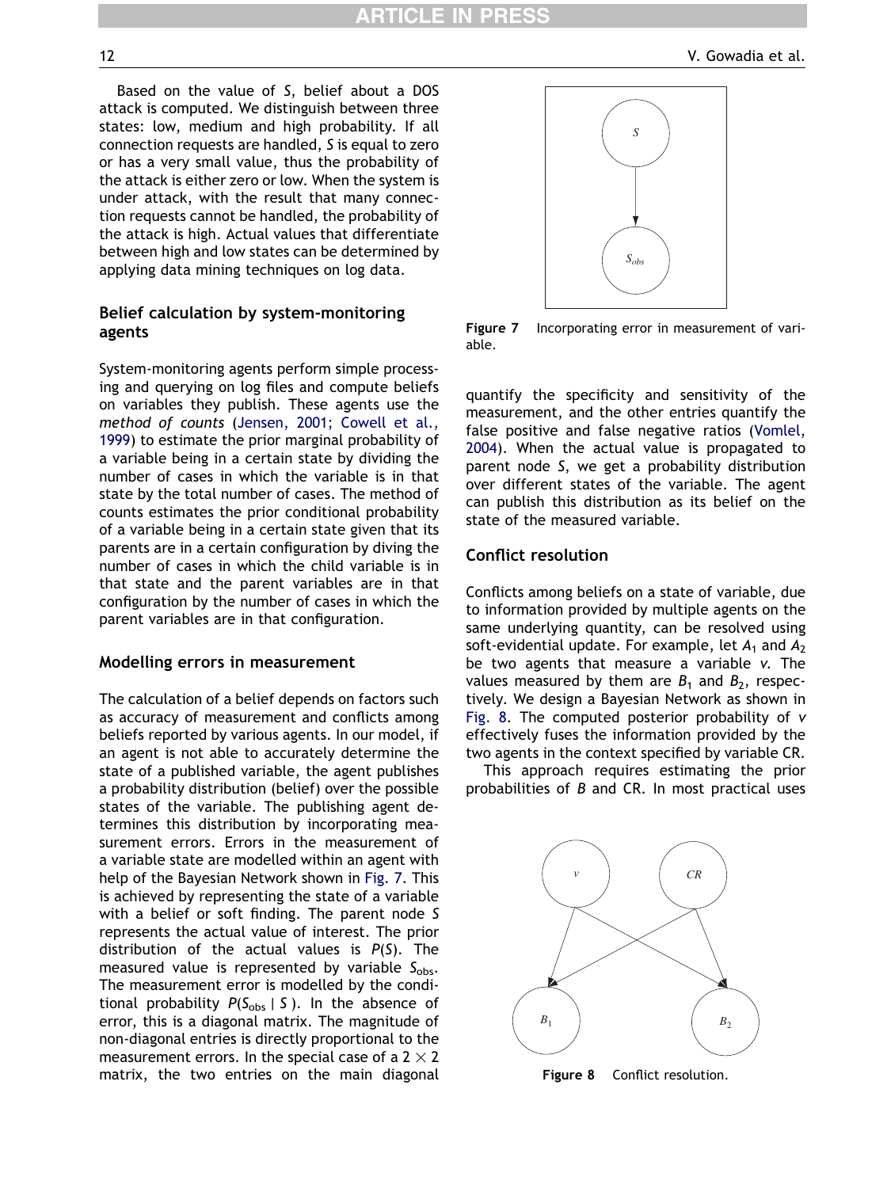Based on the value of $S$, belief about a DOS attack is computed. We distinguish between three states: low, medium and high probability. If all connection requests are handled, $S$ is equal to zero or has a very small value, thus the probability of the attack is either zero or low. When the system is under attack, with the result that many connection requests cannot be handled, the probability of the attack is high. Actual values that differentiate between high and low states can be determined by applying data mining techniques on log data.

## Belief calculation by system-monitoring agents

System-monitoring agents perform simple processing and querying on log files and compute beliefs on variables they publish. These agents use the *method of counts* (Jensen, 2001; Cowell et al., 1999) to estimate the prior marginal probability of a variable being in a certain state by dividing the number of cases in which the variable is in that state by the total number of cases. The method of counts estimates the prior conditional probability of a variable being in a certain state given that its parents are in a certain configuration by diving the number of cases in which the child variable is in that state and the parent variables are in that configuration by the number of cases in which the parent variables are in that configuration.

## Modelling errors in measurement

The calculation of a belief depends on factors such as accuracy of measurement and conflicts among beliefs reported by various agents. In our model, if an agent is not able to accurately determine the state of a published variable, the agent publishes a probability distribution (belief) over the possible states of the variable. The publishing agent determines this distribution by incorporating measurement errors. Errors in the measurement of a variable state are modelled within an agent with help of the Bayesian Network shown in Fig. 7. This is achieved by representing the state of a variable with a belief or soft finding. The parent node $S$ represents the actual value of interest. The prior distribution of the actual values is $P(S)$. The measured value is represented by variable $S_{\text{obs}}$. The measurement error is modelled by the conditional probability $P(S_{\text{obs}} \mid S)$. In the absence of error, this is a diagonal matrix. The magnitude of non-diagonal entries is directly proportional to the measurement errors. In the special case of a $2 \times 2$ matrix, the two entries on the main diagonal quantify the specificity and sensitivity of the measurement, and the other entries quantify the false positive and false negative ratios (Vomlel, 2004). When the actual value is propagated to parent node $S$, we get a probability distribution over different states of the variable. The agent can publish this distribution as its belief on the state of the measured variable.

Figure 7 Incorporating error in measurement of variable.

## Conflict resolution

Conflicts among beliefs on a state of variable, due to information provided by multiple agents on the same underlying quantity, can be resolved using soft-evidential update. For example, let $A_1$ and $A_2$ be two agents that measure a variable $v$. The values measured by them are $B_1$ and $B_2$, respectively. We design a Bayesian Network as shown in Fig. 8. The computed posterior probability of $v$ effectively fuses the information provided by the two agents in the context specified by variable CR.

This approach requires estimating the prior probabilities of $B$ and CR. In most practical uses

Figure 8 Conflict resolution.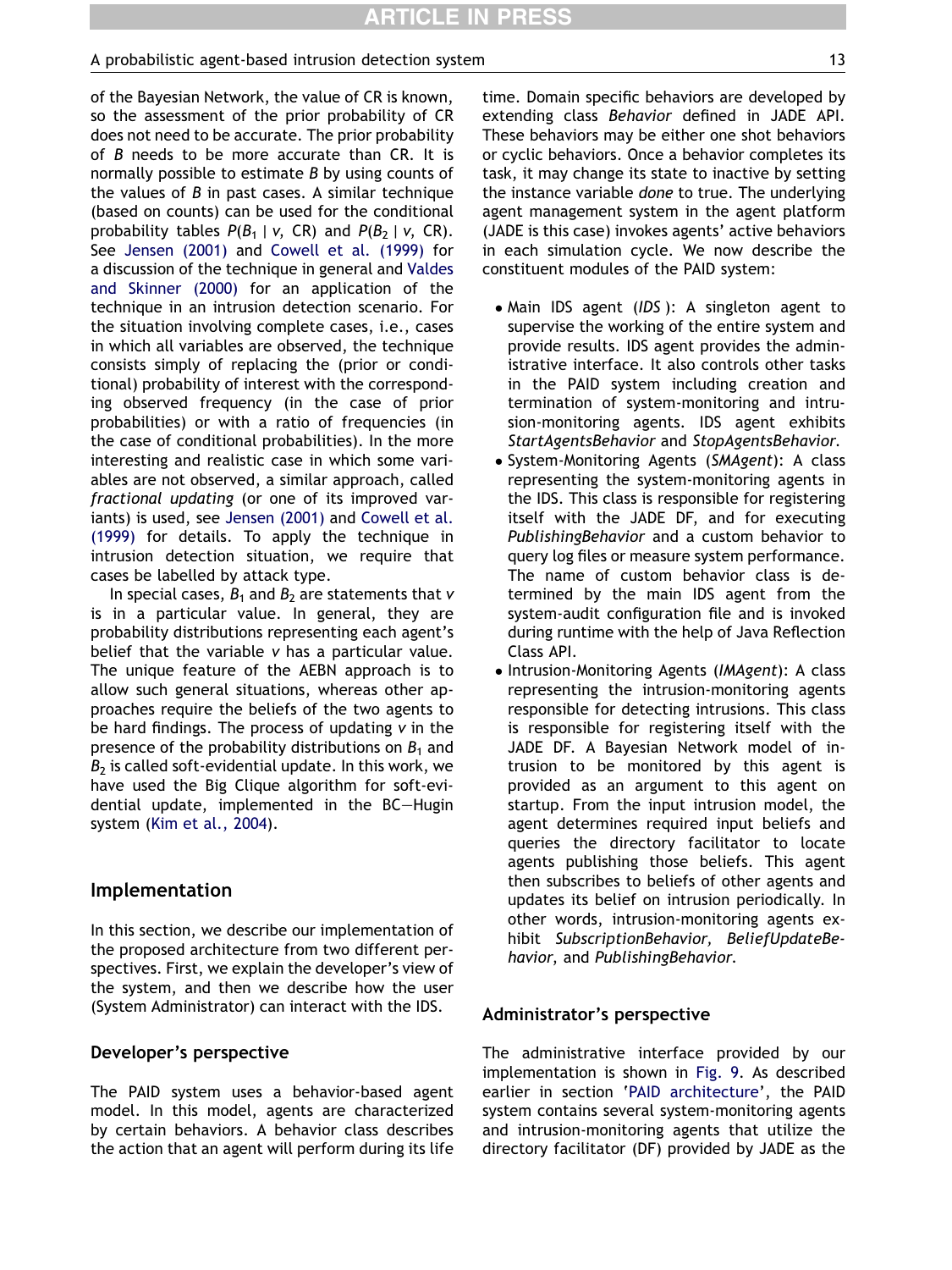of the Bayesian Network, the value of CR is known, so the assessment of the prior probability of CR does not need to be accurate. The prior probability of $B$ needs to be more accurate than CR. It is normally possible to estimate $B$ by using counts of the values of $B$ in past cases. A similar technique (based on counts) can be used for the conditional probability tables $P(B_1 \mid v, \text{CR})$ and $P(B_2 \mid v, \text{CR})$. See Jensen (2001) and Cowell et al. (1999) for a discussion of the technique in general and Valdes and Skinner (2000) for an application of the technique in an intrusion detection scenario. For the situation involving complete cases, i.e., cases in which all variables are observed, the technique consists simply of replacing the (prior or conditional) probability of interest with the corresponding observed frequency (in the case of prior probabilities) or with a ratio of frequencies (in the case of conditional probabilities). In the more interesting and realistic case in which some variables are not observed, a similar approach, called *fractional updating* (or one of its improved variants) is used, see Jensen (2001) and Cowell et al. (1999) for details. To apply the technique in intrusion detection situation, we require that cases be labelled by attack type.

In special cases, $B_1$ and $B_2$ are statements that $v$ is in a particular value. In general, they are probability distributions representing each agent's belief that the variable $v$ has a particular value. The unique feature of the AEBN approach is to allow such general situations, whereas other approaches require the beliefs of the two agents to be hard findings. The process of updating $v$ in the presence of the probability distributions on $B_1$ and $B_2$ is called soft-evidential update. In this work, we have used the Big Clique algorithm for soft-evidential update, implemented in the BC–Hugin system (Kim et al., 2004).

## Implementation

In this section, we describe our implementation of the proposed architecture from two different perspectives. First, we explain the developer's view of the system, and then we describe how the user (System Administrator) can interact with the IDS.

### Developer's perspective

The PAID system uses a behavior-based agent model. In this model, agents are characterized by certain behaviors. A behavior class describes the action that an agent will perform during its life time. Domain specific behaviors are developed by extending class *Behavior* defined in JADE API. These behaviors may be either one shot behaviors or cyclic behaviors. Once a behavior completes its task, it may change its state to inactive by setting the instance variable *done* to true. The underlying agent management system in the agent platform (JADE is this case) invokes agents' active behaviors in each simulation cycle. We now describe the constituent modules of the PAID system:

- Main IDS agent (*IDS*): A singleton agent to supervise the working of the entire system and provide results. IDS agent provides the administrative interface. It also controls other tasks in the PAID system including creation and termination of system-monitoring and intrusion-monitoring agents. IDS agent exhibits *StartAgentsBehavior* and *StopAgentsBehavior*.
- System-Monitoring Agents (*SMAgent*): A class representing the system-monitoring agents in the IDS. This class is responsible for registering itself with the JADE DF, and for executing *PublishingBehavior* and a custom behavior to query log files or measure system performance. The name of custom behavior class is determined by the main IDS agent from the system-audit configuration file and is invoked during runtime with the help of Java Reflection Class API.
- Intrusion-Monitoring Agents (*IMAgent*): A class representing the intrusion-monitoring agents responsible for detecting intrusions. This class is responsible for registering itself with the JADE DF. A Bayesian Network model of intrusion to be monitored by this agent is provided as an argument to this agent on startup. From the input intrusion model, the agent determines required input beliefs and queries the directory facilitator to locate agents publishing those beliefs. This agent then subscribes to beliefs of other agents and updates its belief on intrusion periodically. In other words, intrusion-monitoring agents exhibit *SubscriptionBehavior*, *BeliefUpdateBehavior*, and *PublishingBehavior*.

### Administrator's perspective

The administrative interface provided by our implementation is shown in Fig. 9. As described earlier in section 'PAID architecture', the PAID system contains several system-monitoring agents and intrusion-monitoring agents that utilize the directory facilitator (DF) provided by JADE as the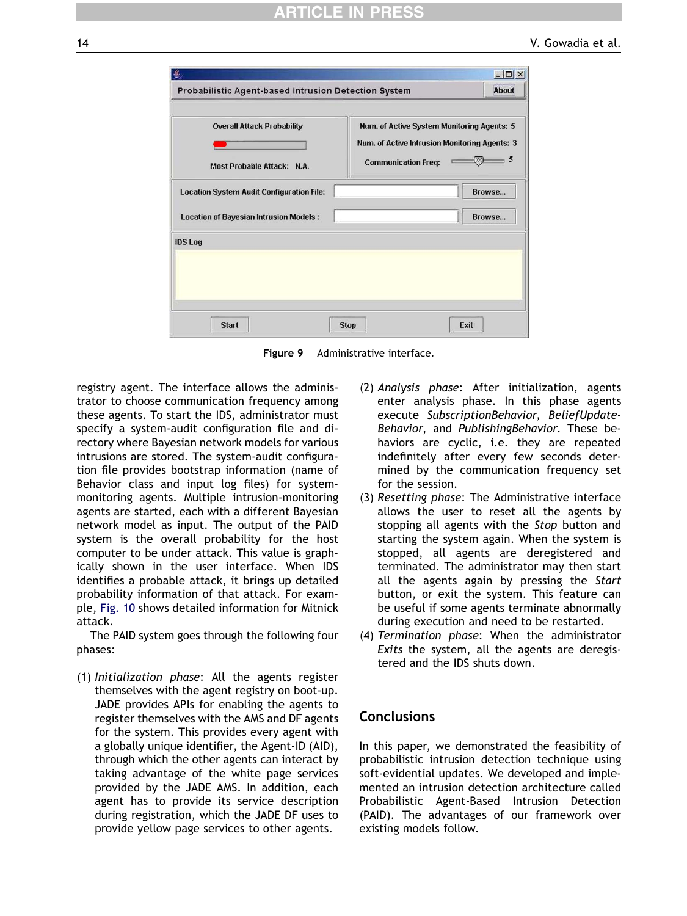Figure 9 Administrative interface.

registry agent. The interface allows the administrator to choose communication frequency among these agents. To start the IDS, administrator must specify a system-audit configuration file and directory where Bayesian network models for various intrusions are stored. The system-audit configuration file provides bootstrap information (name of Behavior class and input log files) for system-monitoring agents. Multiple intrusion-monitoring agents are started, each with a different Bayesian network model as input. The output of the PAID system is the overall probability for the host computer to be under attack. This value is graphically shown in the user interface. When IDS identifies a probable attack, it brings up detailed probability information of that attack. For example, Fig. 10 shows detailed information for Mitnick attack.

The PAID system goes through the following four phases:

(1) *Initialization phase*: All the agents register themselves with the agent registry on boot-up. JADE provides APIs for enabling the agents to register themselves with the AMS and DF agents for the system. This provides every agent with a globally unique identifier, the Agent-ID (AID), through which the other agents can interact by taking advantage of the white page services provided by the JADE AMS. In addition, each agent has to provide its service description during registration, which the JADE DF uses to provide yellow page services to other agents.

(2) *Analysis phase*: After initialization, agents enter analysis phase. In this phase agents execute *SubscriptionBehavior*, *BeliefUpdateBehavior*, and *PublishingBehavior*. These behaviors are cyclic, i.e. they are repeated indefinitely after every few seconds determined by the communication frequency set for the session.

(3) *Resetting phase*: The Administrative interface allows the user to reset all the agents by stopping all agents with the *Stop* button and starting the system again. When the system is stopped, all agents are deregistered and terminated. The administrator may then start all the agents again by pressing the *Start* button, or exit the system. This feature can be useful if some agents terminate abnormally during execution and need to be restarted.

(4) *Termination phase*: When the administrator *Exits* the system, all the agents are deregistered and the IDS shuts down.

## Conclusions

In this paper, we demonstrated the feasibility of probabilistic intrusion detection technique using soft-evidential updates. We developed and implemented an intrusion detection architecture called Probabilistic Agent-Based Intrusion Detection (PAID). The advantages of our framework over existing models follow.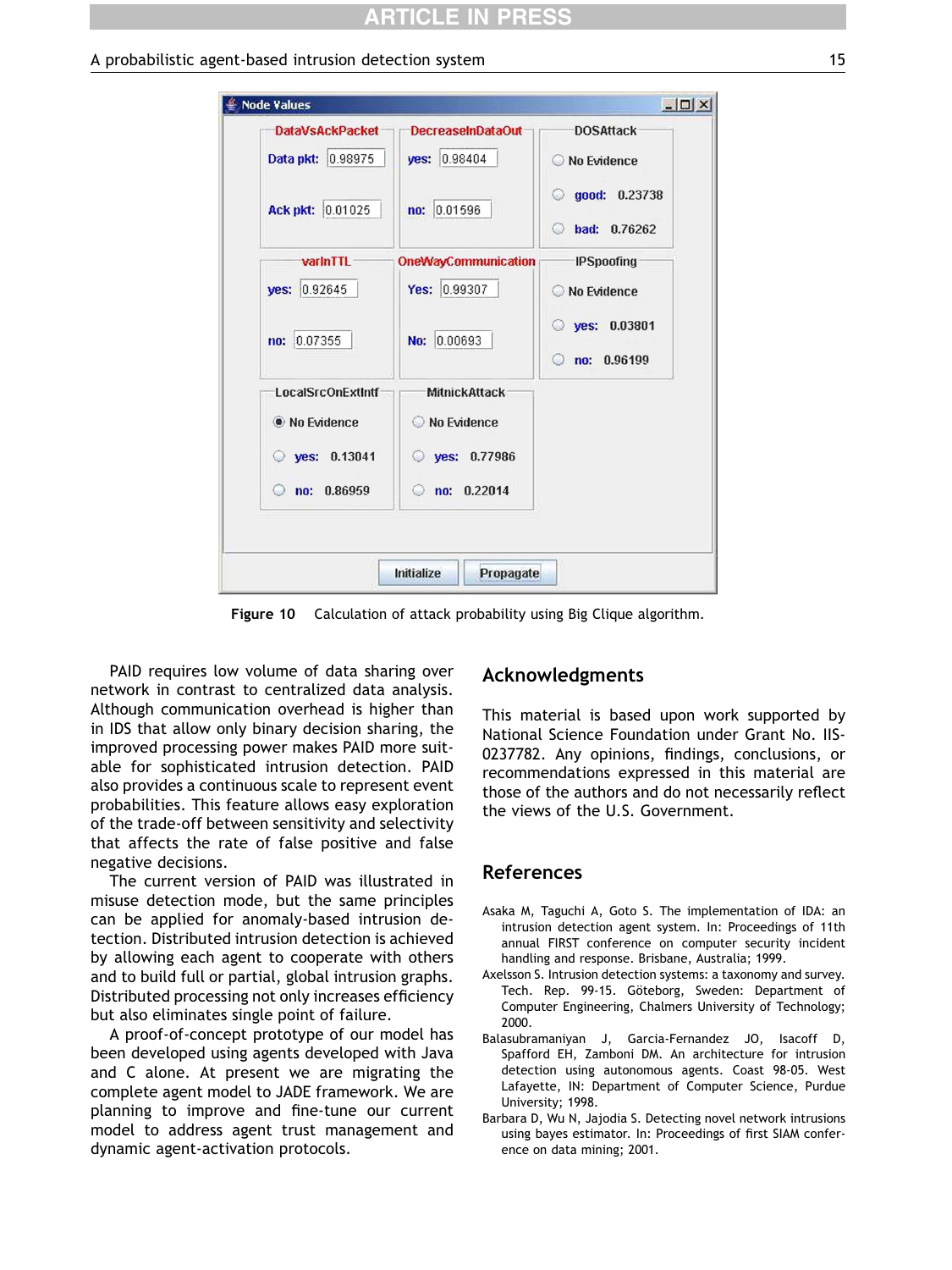Figure 10 Calculation of attack probability using Big Clique algorithm.

PAID requires low volume of data sharing over network in contrast to centralized data analysis. Although communication overhead is higher than in IDS that allow only binary decision sharing, the improved processing power makes PAID more suitable for sophisticated intrusion detection. PAID also provides a continuous scale to represent event probabilities. This feature allows easy exploration of the trade-off between sensitivity and selectivity that affects the rate of false positive and false negative decisions.

The current version of PAID was illustrated in misuse detection mode, but the same principles can be applied for anomaly-based intrusion detection. Distributed intrusion detection is achieved by allowing each agent to cooperate with others and to build full or partial, global intrusion graphs. Distributed processing not only increases efficiency but also eliminates single point of failure.

A proof-of-concept prototype of our model has been developed using agents developed with Java and C alone. At present we are migrating the complete agent model to JADE framework. We are planning to improve and fine-tune our current model to address agent trust management and dynamic agent-activation protocols.

## Acknowledgments

This material is based upon work supported by National Science Foundation under Grant No. IIS-0237782. Any opinions, findings, conclusions, or recommendations expressed in this material are those of the authors and do not necessarily reflect the views of the U.S. Government.

## References

Asaka M, Taguchi A, Goto S. The implementation of IDA: an intrusion detection agent system. In: Proceedings of 11th annual FIRST conference on computer security incident handling and response. Brisbane, Australia; 1999.

Axelsson S. Intrusion detection systems: a taxonomy and survey. Tech. Rep. 99-15. Göteborg, Sweden: Department of Computer Engineering, Chalmers University of Technology; 2000.

Balasubramaniyan J, Garcia-Fernandez JO, Isacoff D, Spafford EH, Zamboni DM. An architecture for intrusion detection using autonomous agents. Coast 98-05. West Lafayette, IN: Department of Computer Science, Purdue University; 1998.

Barbara D, Wu N, Jajodia S. Detecting novel network intrusions using bayes estimator. In: Proceedings of first SIAM conference on data mining; 2001.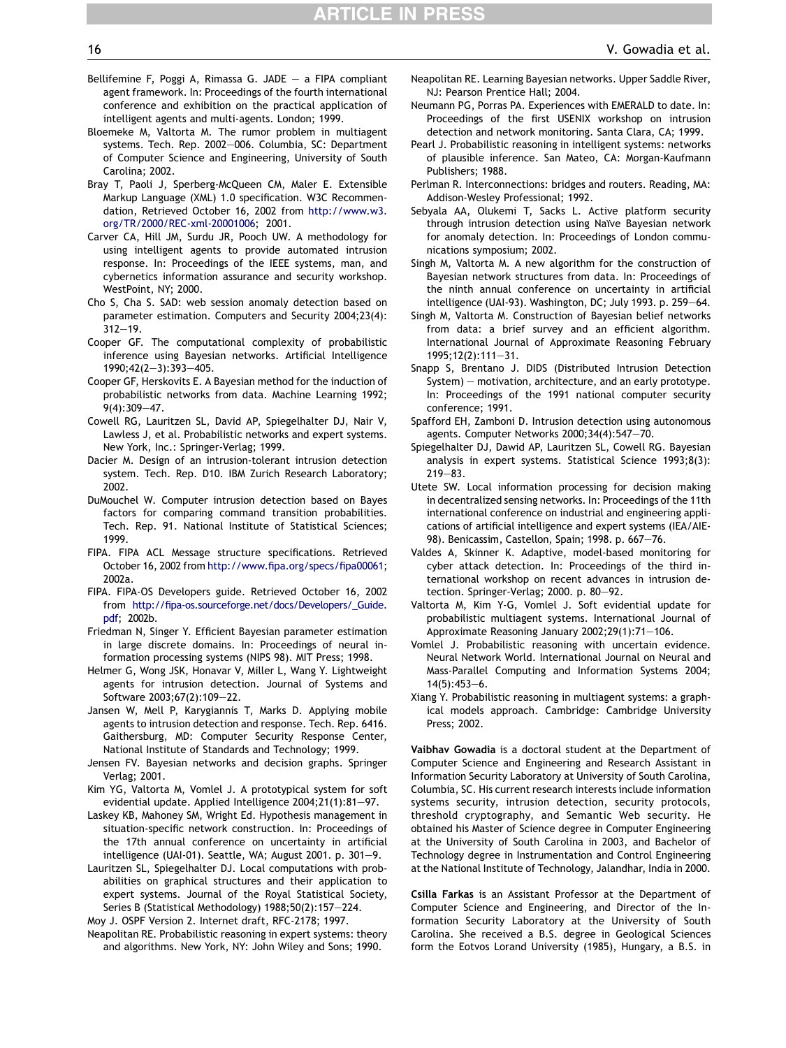Bellifemine F, Poggi A, Rimassa G. JADE — a FIPA compliant agent framework. In: Proceedings of the fourth international conference and exhibition on the practical application of intelligent agents and multi-agents. London; 1999.

Bloemeke M, Valtorta M. The rumor problem in multiagent systems. Tech. Rep. 2002—006. Columbia, SC: Department of Computer Science and Engineering, University of South Carolina; 2002.

Bray T, Paoli J, Sperberg-McQueen CM, Maler E. Extensible Markup Language (XML) 1.0 specification. W3C Recommendation, Retrieved October 16, 2002 from http://www.w3.org/TR/2000/REC-xml-20001006; 2001.

Carver CA, Hill JM, Surdu JR, Pooch UW. A methodology for using intelligent agents to provide automated intrusion response. In: Proceedings of the IEEE systems, man, and cybernetics information assurance and security workshop. WestPoint, NY; 2000.

Cho S, Cha S. SAD: web session anomaly detection based on parameter estimation. Computers and Security 2004;23(4):312—19.

Cooper GF. The computational complexity of probabilistic inference using Bayesian networks. Artificial Intelligence 1990;42(2—3):393—405.

Cooper GF, Herskovits E. A Bayesian method for the induction of probabilistic networks from data. Machine Learning 1992;9(4):309—47.

Cowell RG, Lauritzen SL, David AP, Spiegelhalter DJ, Nair V, Lawless J, et al. Probabilistic networks and expert systems. New York, Inc.: Springer-Verlag; 1999.

Dacier M. Design of an intrusion-tolerant intrusion detection system. Tech. Rep. D10. IBM Zurich Research Laboratory; 2002.

DuMouchel W. Computer intrusion detection based on Bayes factors for comparing command transition probabilities. Tech. Rep. 91. National Institute of Statistical Sciences; 1999.

FIPA. FIPA ACL Message structure specifications. Retrieved October 16, 2002 from http://www.fipa.org/specs/fipa00061; 2002a.

FIPA. FIPA-OS Developers guide. Retrieved October 16, 2002 from http://fipa-os.sourceforge.net/docs/Developers/_Guide.pdf; 2002b.

Friedman N, Singer Y. Efficient Bayesian parameter estimation in large discrete domains. In: Proceedings of neural information processing systems (NIPS 98). MIT Press; 1998.

Helmer G, Wong JSK, Honavar V, Miller L, Wang Y. Lightweight agents for intrusion detection. Journal of Systems and Software 2003;67(2):109—22.

Jansen W, Mell P, Karygiannis T, Marks D. Applying mobile agents to intrusion detection and response. Tech. Rep. 6416. Gaithersburg, MD: Computer Security Response Center, National Institute of Standards and Technology; 1999.

Jensen FV. Bayesian networks and decision graphs. Springer Verlag; 2001.

Kim YG, Valtorta M, Vomlel J. A prototypical system for soft evidential update. Applied Intelligence 2004;21(1):81—97.

Laskey KB, Mahoney SM, Wright Ed. Hypothesis management in situation-specific network construction. In: Proceedings of the 17th annual conference on uncertainty in artificial intelligence (UAI-01). Seattle, WA; August 2001. p. 301—9.

Lauritzen SL, Spiegelhalter DJ. Local computations with probabilities on graphical structures and their application to expert systems. Journal of the Royal Statistical Society, Series B (Statistical Methodology) 1988;50(2):157—224.

Moy J. OSPF Version 2. Internet draft, RFC-2178; 1997.

Neapolitan RE. Probabilistic reasoning in expert systems: theory and algorithms. New York, NY: John Wiley and Sons; 1990.

Neapolitan RE. Learning Bayesian networks. Upper Saddle River, NJ: Pearson Prentice Hall; 2004.

Neumann PG, Porras PA. Experiences with EMERALD to date. In: Proceedings of the first USENIX workshop on intrusion detection and network monitoring. Santa Clara, CA; 1999.

Pearl J. Probabilistic reasoning in intelligent systems: networks of plausible inference. San Mateo, CA: Morgan-Kaufmann Publishers; 1988.

Perlman R. Interconnections: bridges and routers. Reading, MA: Addison-Wesley Professional; 1992.

Sebyala AA, Olukemi T, Sacks L. Active platform security through intrusion detection using Naïve Bayesian network for anomaly detection. In: Proceedings of London communications symposium; 2002.

Singh M, Valtorta M. A new algorithm for the construction of Bayesian network structures from data. In: Proceedings of the ninth annual conference on uncertainty in artificial intelligence (UAI-93). Washington, DC; July 1993. p. 259—64.

Singh M, Valtorta M. Construction of Bayesian belief networks from data: a brief survey and an efficient algorithm. International Journal of Approximate Reasoning February 1995;12(2):111—31.

Snapp S, Brentano J. DIDS (Distributed Intrusion Detection System) — motivation, architecture, and an early prototype. In: Proceedings of the 1991 national computer security conference; 1991.

Spafford EH, Zamboni D. Intrusion detection using autonomous agents. Computer Networks 2000;34(4):547—70.

Spiegelhalter DJ, Dawid AP, Lauritzen SL, Cowell RG. Bayesian analysis in expert systems. Statistical Science 1993;8(3):219—83.

Utete SW. Local information processing for decision making in decentralized sensing networks. In: Proceedings of the 11th international conference on industrial and engineering applications of artificial intelligence and expert systems (IEA/AIE-98). Benicassim, Castellon, Spain; 1998. p. 667—76.

Valdes A, Skinner K. Adaptive, model-based monitoring for cyber attack detection. In: Proceedings of the third international workshop on recent advances in intrusion detection. Springer-Verlag; 2000. p. 80—92.

Valtorta M, Kim Y-G, Vomlel J. Soft evidential update for probabilistic multiagent systems. International Journal of Approximate Reasoning January 2002;29(1):71—106.

Vomlel J. Probabilistic reasoning with uncertain evidence. Neural Network World. International Journal on Neural and Mass-Parallel Computing and Information Systems 2004;14(5):453—6.

Xiang Y. Probabilistic reasoning in multiagent systems: a graphical models approach. Cambridge: Cambridge University Press; 2002.

**Vaibhav Gowadia** is a doctoral student at the Department of Computer Science and Engineering and Research Assistant in Information Security Laboratory at University of South Carolina, Columbia, SC. His current research interests include information systems security, intrusion detection, security protocols, threshold cryptography, and Semantic Web security. He obtained his Master of Science degree in Computer Engineering at the University of South Carolina in 2003, and Bachelor of Technology degree in Instrumentation and Control Engineering at the National Institute of Technology, Jalandhar, India in 2000.

**Csilla Farkas** is an Assistant Professor at the Department of Computer Science and Engineering, and Director of the Information Security Laboratory at the University of South Carolina. She received a B.S. degree in Geological Sciences form the Eotvos Lorand University (1985), Hungary, a B.S. in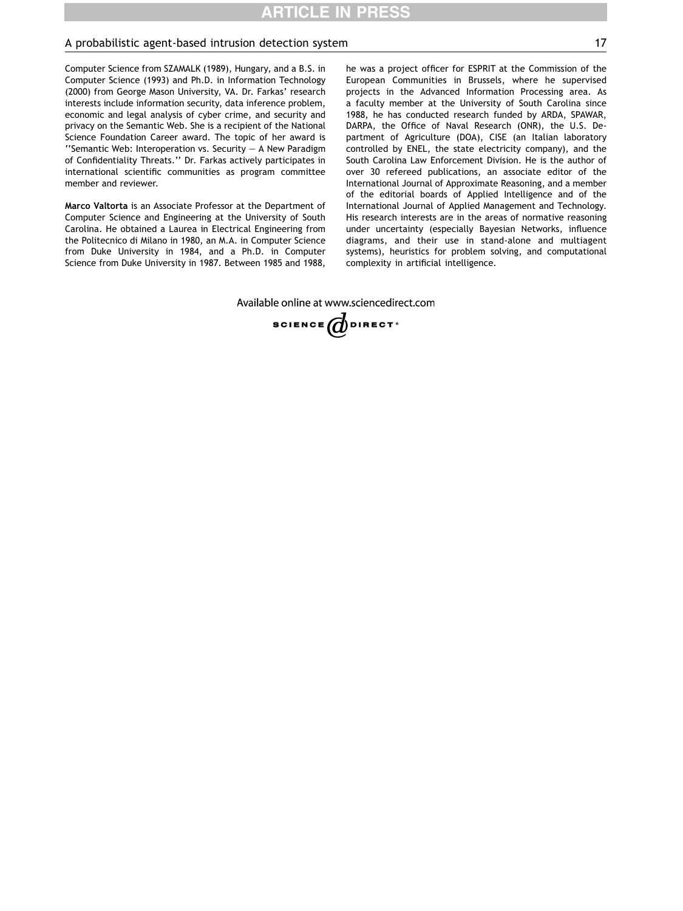Computer Science from SZAMALK (1989), Hungary, and a B.S. in Computer Science (1993) and Ph.D. in Information Technology (2000) from George Mason University, VA. Dr. Farkas' research interests include information security, data inference problem, economic and legal analysis of cyber crime, and security and privacy on the Semantic Web. She is a recipient of the National Science Foundation Career award. The topic of her award is ''Semantic Web: Interoperation vs. Security — A New Paradigm of Confidentiality Threats.'' Dr. Farkas actively participates in international scientific communities as program committee member and reviewer.

**Marco Valtorta** is an Associate Professor at the Department of Computer Science and Engineering at the University of South Carolina. He obtained a Laurea in Electrical Engineering from the Politecnico di Milano in 1980, an M.A. in Computer Science from Duke University in 1984, and a Ph.D. in Computer Science from Duke University in 1987. Between 1985 and 1988, he was a project officer for ESPRIT at the Commission of the European Communities in Brussels, where he supervised projects in the Advanced Information Processing area. As a faculty member at the University of South Carolina since 1988, he has conducted research funded by ARDA, SPAWAR, DARPA, the Office of Naval Research (ONR), the U.S. Department of Agriculture (DOA), CISE (an Italian laboratory controlled by ENEL, the state electricity company), and the South Carolina Law Enforcement Division. He is the author of over 30 refereed publications, an associate editor of the International Journal of Approximate Reasoning, and a member of the editorial boards of Applied Intelligence and of the International Journal of Applied Management and Technology. His research interests are in the areas of normative reasoning under uncertainty (especially Bayesian Networks, influence diagrams, and their use in stand-alone and multiagent systems), heuristics for problem solving, and computational complexity in artificial intelligence.

Available online at www.sciencedirect.com